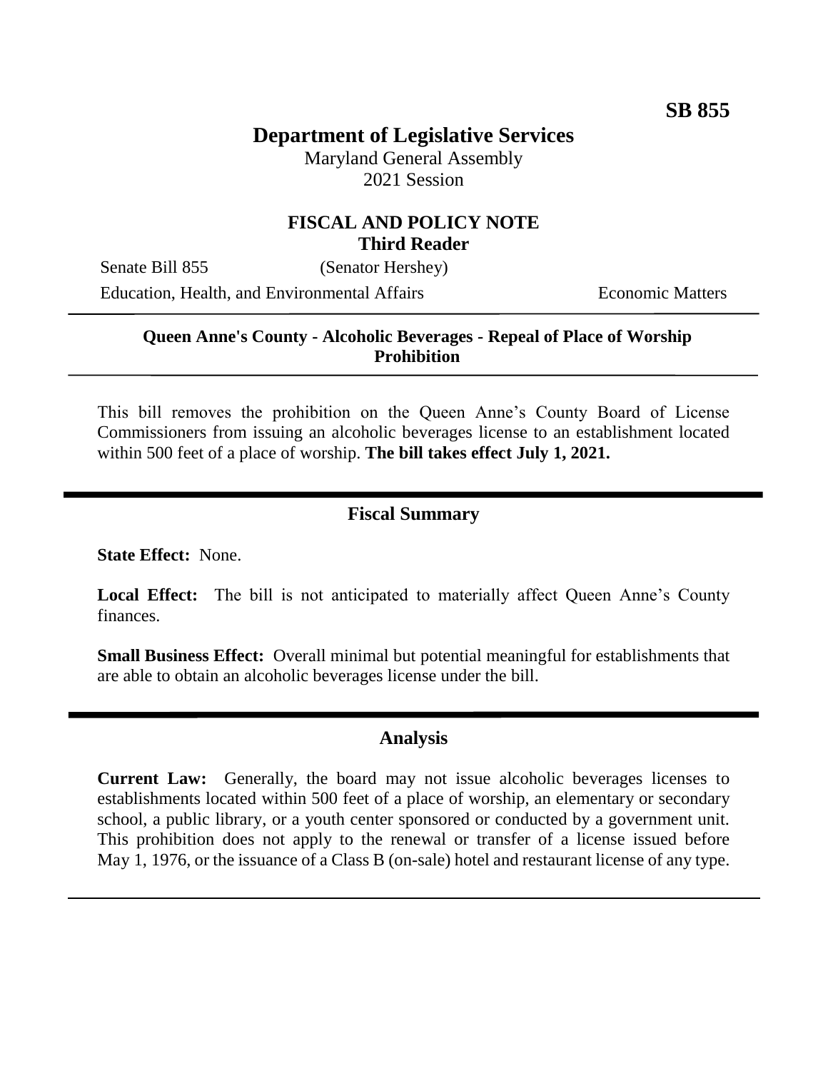**SB 855**

# Department of Legislative Services

Maryland General Assembly
2021 Session

## FISCAL AND POLICY NOTE
**Third Reader**

Senate Bill 855 (Senator Hershey)

Education, Health, and Environmental Affairs    Economic Matters

**Queen Anne's County - Alcoholic Beverages - Repeal of Place of Worship Prohibition**

This bill removes the prohibition on the Queen Anne's County Board of License Commissioners from issuing an alcoholic beverages license to an establishment located within 500 feet of a place of worship. **The bill takes effect July 1, 2021.**

## Fiscal Summary

**State Effect:** None.

**Local Effect:** The bill is not anticipated to materially affect Queen Anne's County finances.

**Small Business Effect:** Overall minimal but potential meaningful for establishments that are able to obtain an alcoholic beverages license under the bill.

## Analysis

**Current Law:** Generally, the board may not issue alcoholic beverages licenses to establishments located within 500 feet of a place of worship, an elementary or secondary school, a public library, or a youth center sponsored or conducted by a government unit. This prohibition does not apply to the renewal or transfer of a license issued before May 1, 1976, or the issuance of a Class B (on-sale) hotel and restaurant license of any type.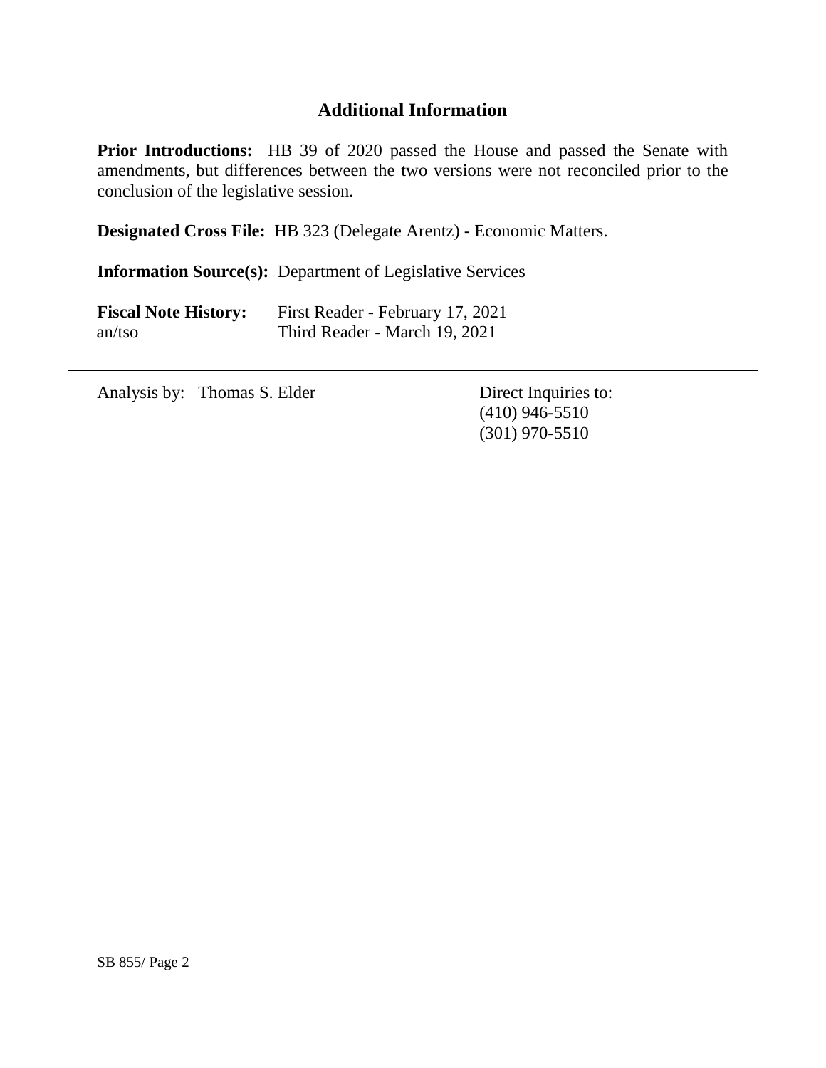## Additional Information

**Prior Introductions:** HB 39 of 2020 passed the House and passed the Senate with amendments, but differences between the two versions were not reconciled prior to the conclusion of the legislative session.

**Designated Cross File:** HB 323 (Delegate Arentz) - Economic Matters.

**Information Source(s):** Department of Legislative Services

**Fiscal Note History:** First Reader - February 17, 2021
an/tso Third Reader - March 19, 2021

---

Analysis by: Thomas S. Elder

Direct Inquiries to:
(410) 946-5510
(301) 970-5510